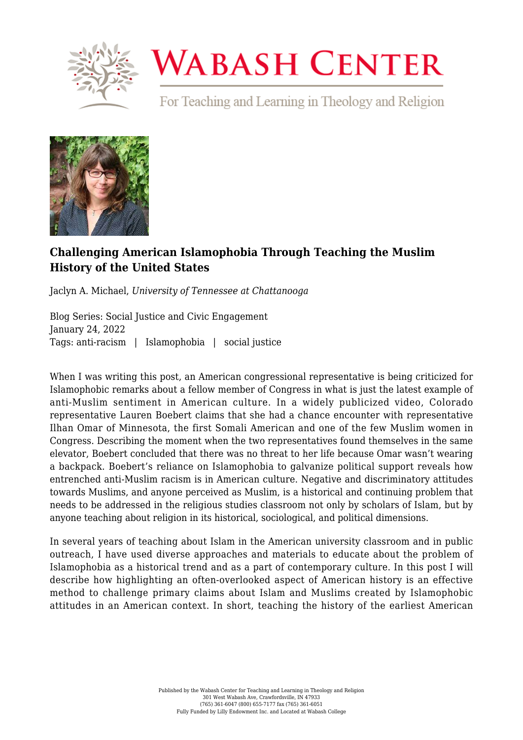# Challenging American Islamophobia Through Teaching the Muslim History of the United States

Jaclyn A. Michael, *University of Tennessee at Chattanooga*

Blog Series: Social Justice and Civic Engagement
January 24, 2022
Tags: anti-racism | Islamophobia | social justice

When I was writing this post, an American congressional representative is being criticized for Islamophobic remarks about a fellow member of Congress in what is just the latest example of anti-Muslim sentiment in American culture. In a widely publicized video, Colorado representative Lauren Boebert claims that she had a chance encounter with representative Ilhan Omar of Minnesota, the first Somali American and one of the few Muslim women in Congress. Describing the moment when the two representatives found themselves in the same elevator, Boebert concluded that there was no threat to her life because Omar wasn't wearing a backpack. Boebert's reliance on Islamophobia to galvanize political support reveals how entrenched anti-Muslim racism is in American culture. Negative and discriminatory attitudes towards Muslims, and anyone perceived as Muslim, is a historical and continuing problem that needs to be addressed in the religious studies classroom not only by scholars of Islam, but by anyone teaching about religion in its historical, sociological, and political dimensions.

In several years of teaching about Islam in the American university classroom and in public outreach, I have used diverse approaches and materials to educate about the problem of Islamophobia as a historical trend and as a part of contemporary culture. In this post I will describe how highlighting an often-overlooked aspect of American history is an effective method to challenge primary claims about Islam and Muslims created by Islamophobic attitudes in an American context. In short, teaching the history of the earliest American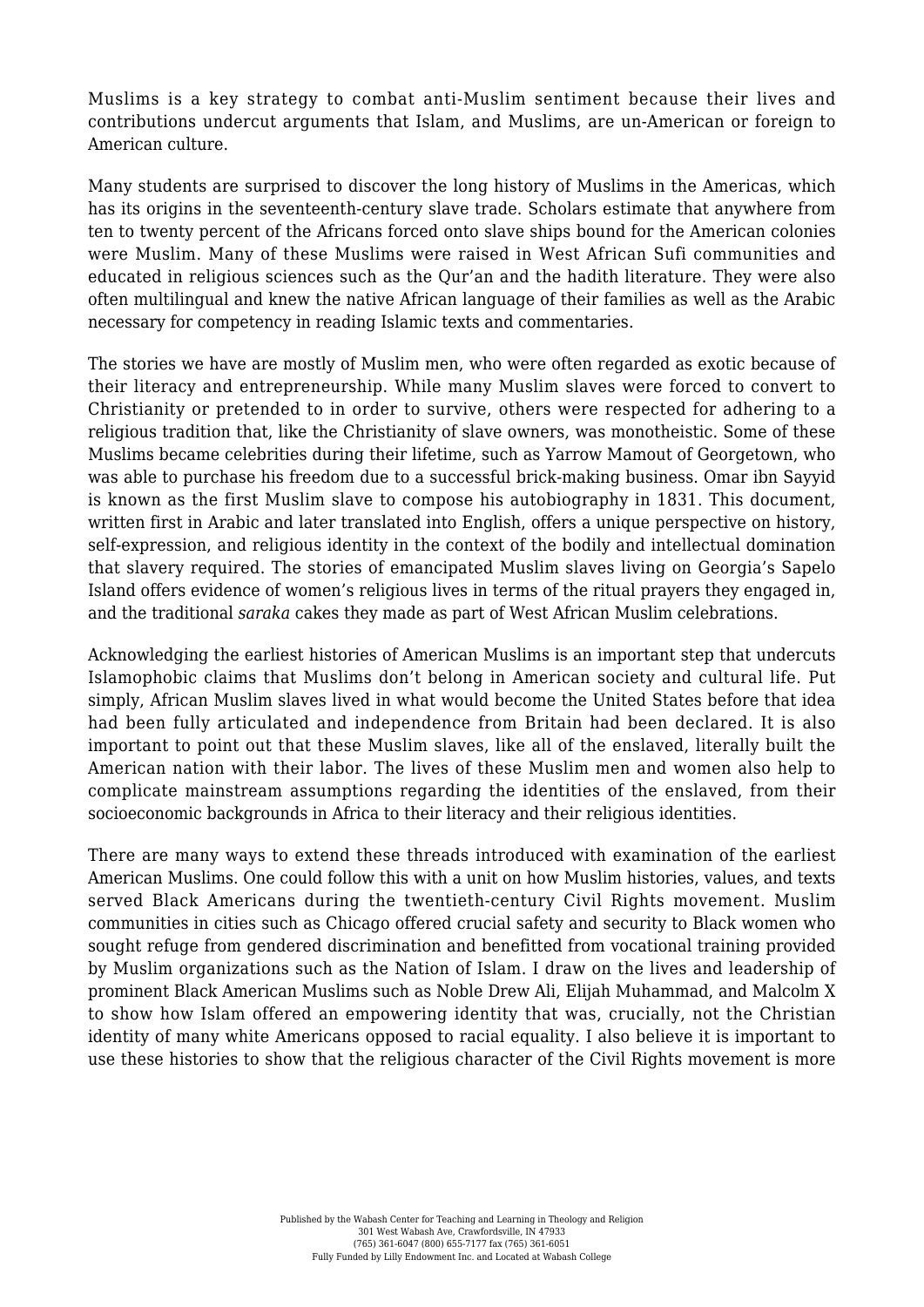Muslims is a key strategy to combat anti-Muslim sentiment because their lives and contributions undercut arguments that Islam, and Muslims, are un-American or foreign to American culture.

Many students are surprised to discover the long history of Muslims in the Americas, which has its origins in the seventeenth-century slave trade. Scholars estimate that anywhere from ten to twenty percent of the Africans forced onto slave ships bound for the American colonies were Muslim. Many of these Muslims were raised in West African Sufi communities and educated in religious sciences such as the Qur'an and the hadith literature. They were also often multilingual and knew the native African language of their families as well as the Arabic necessary for competency in reading Islamic texts and commentaries.

The stories we have are mostly of Muslim men, who were often regarded as exotic because of their literacy and entrepreneurship. While many Muslim slaves were forced to convert to Christianity or pretended to in order to survive, others were respected for adhering to a religious tradition that, like the Christianity of slave owners, was monotheistic. Some of these Muslims became celebrities during their lifetime, such as Yarrow Mamout of Georgetown, who was able to purchase his freedom due to a successful brick-making business. Omar ibn Sayyid is known as the first Muslim slave to compose his autobiography in 1831. This document, written first in Arabic and later translated into English, offers a unique perspective on history, self-expression, and religious identity in the context of the bodily and intellectual domination that slavery required. The stories of emancipated Muslim slaves living on Georgia's Sapelo Island offers evidence of women's religious lives in terms of the ritual prayers they engaged in, and the traditional *saraka* cakes they made as part of West African Muslim celebrations.

Acknowledging the earliest histories of American Muslims is an important step that undercuts Islamophobic claims that Muslims don't belong in American society and cultural life. Put simply, African Muslim slaves lived in what would become the United States before that idea had been fully articulated and independence from Britain had been declared. It is also important to point out that these Muslim slaves, like all of the enslaved, literally built the American nation with their labor. The lives of these Muslim men and women also help to complicate mainstream assumptions regarding the identities of the enslaved, from their socioeconomic backgrounds in Africa to their literacy and their religious identities.

There are many ways to extend these threads introduced with examination of the earliest American Muslims. One could follow this with a unit on how Muslim histories, values, and texts served Black Americans during the twentieth-century Civil Rights movement. Muslim communities in cities such as Chicago offered crucial safety and security to Black women who sought refuge from gendered discrimination and benefitted from vocational training provided by Muslim organizations such as the Nation of Islam. I draw on the lives and leadership of prominent Black American Muslims such as Noble Drew Ali, Elijah Muhammad, and Malcolm X to show how Islam offered an empowering identity that was, crucially, not the Christian identity of many white Americans opposed to racial equality. I also believe it is important to use these histories to show that the religious character of the Civil Rights movement is more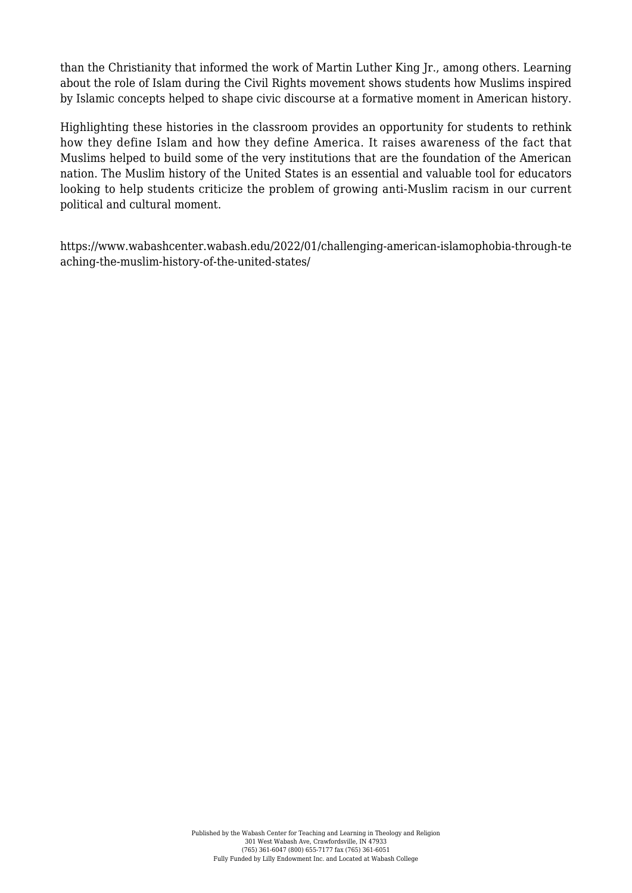than the Christianity that informed the work of Martin Luther King Jr., among others. Learning about the role of Islam during the Civil Rights movement shows students how Muslims inspired by Islamic concepts helped to shape civic discourse at a formative moment in American history.

Highlighting these histories in the classroom provides an opportunity for students to rethink how they define Islam and how they define America. It raises awareness of the fact that Muslims helped to build some of the very institutions that are the foundation of the American nation. The Muslim history of the United States is an essential and valuable tool for educators looking to help students criticize the problem of growing anti-Muslim racism in our current political and cultural moment.

https://www.wabashcenter.wabash.edu/2022/01/challenging-american-islamophobia-through-teaching-the-muslim-history-of-the-united-states/